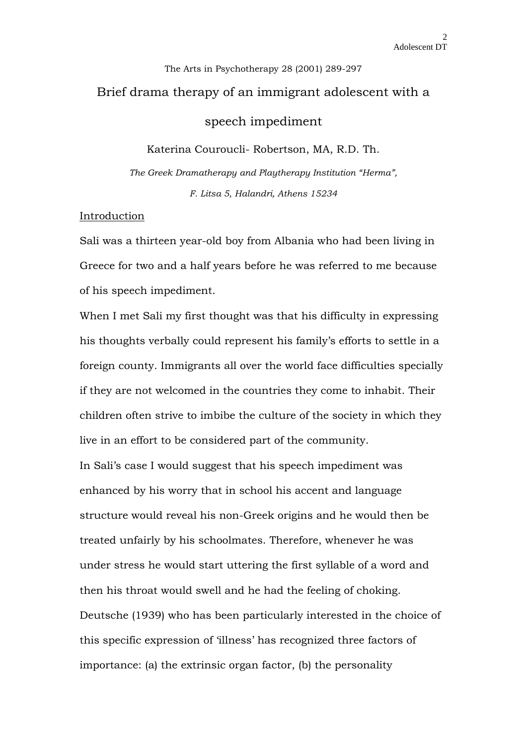The Arts in Psychotherapy 28 (2001) 289-297

# Brief drama therapy of an immigrant adolescent with a speech impediment

Katerina Couroucli- Robertson, MA, R.D. Th.

*The Greek Dramatherapy and Playtherapy Institution "Herma", F. Litsa 5, Halandri, Athens 15234*

## Introduction

Sali was a thirteen year-old boy from Albania who had been living in Greece for two and a half years before he was referred to me because of his speech impediment.

When I met Sali my first thought was that his difficulty in expressing his thoughts verbally could represent his family's efforts to settle in a foreign county. Immigrants all over the world face difficulties specially if they are not welcomed in the countries they come to inhabit. Their children often strive to imbibe the culture of the society in which they live in an effort to be considered part of the community.

In Sali's case I would suggest that his speech impediment was enhanced by his worry that in school his accent and language structure would reveal his non-Greek origins and he would then be treated unfairly by his schoolmates. Therefore, whenever he was under stress he would start uttering the first syllable of a word and then his throat would swell and he had the feeling of choking.

Deutsche (1939) who has been particularly interested in the choice of this specific expression of 'illness' has recognized three factors of importance: (a) the extrinsic organ factor, (b) the personality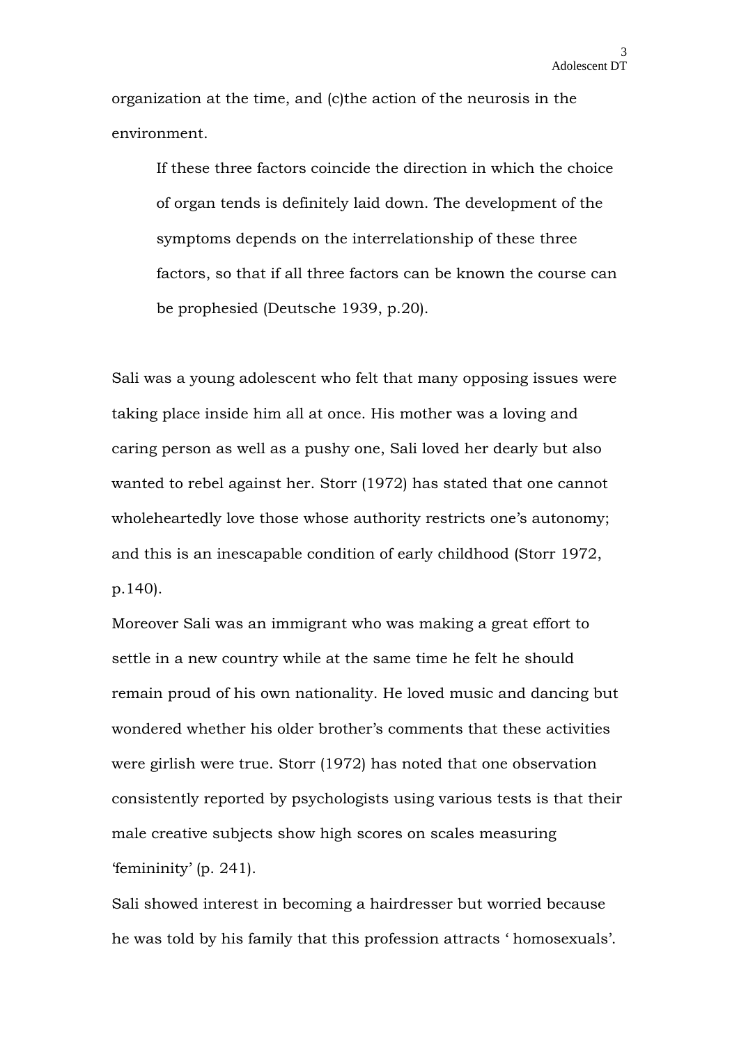organization at the time, and (c)the action of the neurosis in the environment.

> If these three factors coincide the direction in which the choice of organ tends is definitely laid down. The development of the symptoms depends on the interrelationship of these three factors, so that if all three factors can be known the course can be prophesied (Deutsche 1939, p.20).

Sali was a young adolescent who felt that many opposing issues were taking place inside him all at once. His mother was a loving and caring person as well as a pushy one, Sali loved her dearly but also wanted to rebel against her. Storr (1972) has stated that one cannot wholeheartedly love those whose authority restricts one's autonomy; and this is an inescapable condition of early childhood (Storr 1972, p.140).

Moreover Sali was an immigrant who was making a great effort to settle in a new country while at the same time he felt he should remain proud of his own nationality. He loved music and dancing but wondered whether his older brother's comments that these activities were girlish were true. Storr (1972) has noted that one observation consistently reported by psychologists using various tests is that their male creative subjects show high scores on scales measuring 'femininity' (p. 241).

Sali showed interest in becoming a hairdresser but worried because he was told by his family that this profession attracts ' homosexuals'.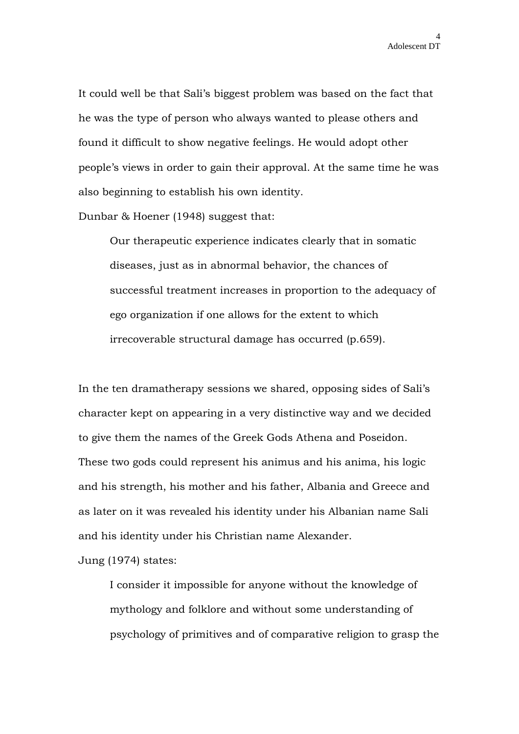It could well be that Sali's biggest problem was based on the fact that he was the type of person who always wanted to please others and found it difficult to show negative feelings. He would adopt other people's views in order to gain their approval. At the same time he was also beginning to establish his own identity.

Dunbar & Hoener (1948) suggest that:

> Our therapeutic experience indicates clearly that in somatic diseases, just as in abnormal behavior, the chances of successful treatment increases in proportion to the adequacy of ego organization if one allows for the extent to which irrecoverable structural damage has occurred (p.659).

In the ten dramatherapy sessions we shared, opposing sides of Sali's character kept on appearing in a very distinctive way and we decided to give them the names of the Greek Gods Athena and Poseidon. These two gods could represent his animus and his anima, his logic and his strength, his mother and his father, Albania and Greece and as later on it was revealed his identity under his Albanian name Sali and his identity under his Christian name Alexander.

Jung (1974) states:

> I consider it impossible for anyone without the knowledge of mythology and folklore and without some understanding of psychology of primitives and of comparative religion to grasp the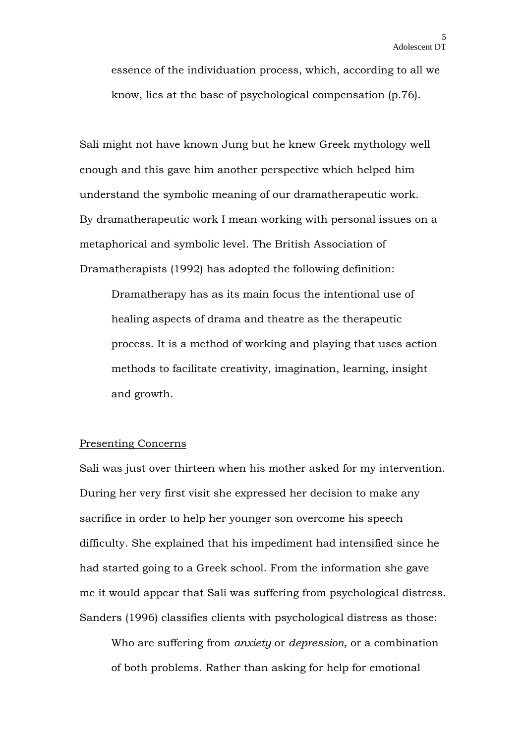> essence of the individuation process, which, according to all we know, lies at the base of psychological compensation (p.76).

Sali might not have known Jung but he knew Greek mythology well enough and this gave him another perspective which helped him understand the symbolic meaning of our dramatherapeutic work. By dramatherapeutic work I mean working with personal issues on a metaphorical and symbolic level. The British Association of Dramatherapists (1992) has adopted the following definition:

> Dramatherapy has as its main focus the intentional use of healing aspects of drama and theatre as the therapeutic process. It is a method of working and playing that uses action methods to facilitate creativity, imagination, learning, insight and growth.

<u>Presenting Concerns</u>

Sali was just over thirteen when his mother asked for my intervention. During her very first visit she expressed her decision to make any sacrifice in order to help her younger son overcome his speech difficulty. She explained that his impediment had intensified since he had started going to a Greek school. From the information she gave me it would appear that Sali was suffering from psychological distress. Sanders (1996) classifies clients with psychological distress as those:

> Who are suffering from *anxiety* or *depression,* or a combination of both problems. Rather than asking for help for emotional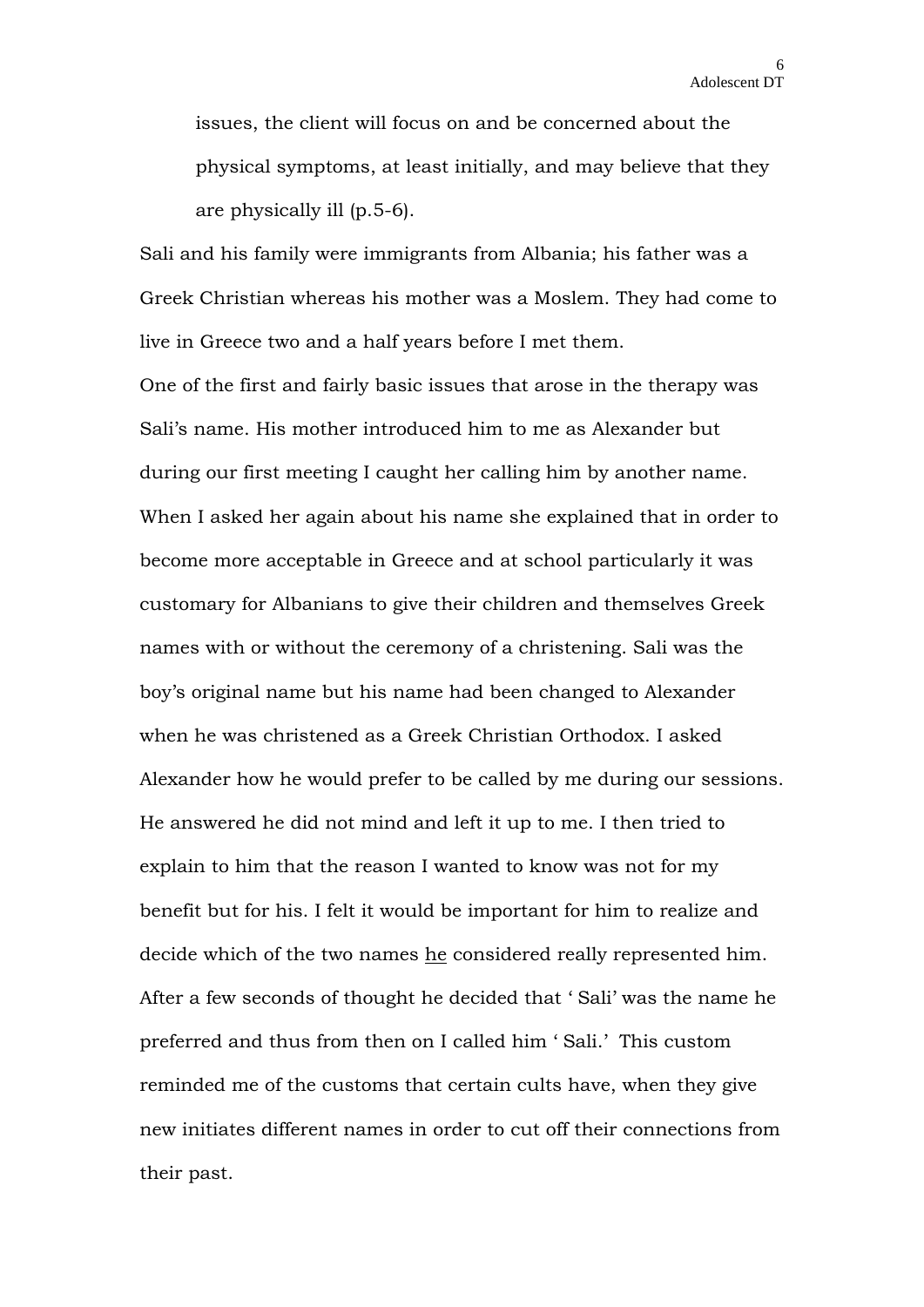issues, the client will focus on and be concerned about the physical symptoms, at least initially, and may believe that they are physically ill (p.5-6).

Sali and his family were immigrants from Albania; his father was a Greek Christian whereas his mother was a Moslem. They had come to live in Greece two and a half years before I met them.

One of the first and fairly basic issues that arose in the therapy was Sali's name. His mother introduced him to me as Alexander but during our first meeting I caught her calling him by another name. When I asked her again about his name she explained that in order to become more acceptable in Greece and at school particularly it was customary for Albanians to give their children and themselves Greek names with or without the ceremony of a christening. Sali was the boy's original name but his name had been changed to Alexander when he was christened as a Greek Christian Orthodox. I asked Alexander how he would prefer to be called by me during our sessions. He answered he did not mind and left it up to me. I then tried to explain to him that the reason I wanted to know was not for my benefit but for his. I felt it would be important for him to realize and decide which of the two names <u>he</u> considered really represented him. After a few seconds of thought he decided that ' Sali' was the name he preferred and thus from then on I called him ' Sali.' This custom reminded me of the customs that certain cults have, when they give new initiates different names in order to cut off their connections from their past.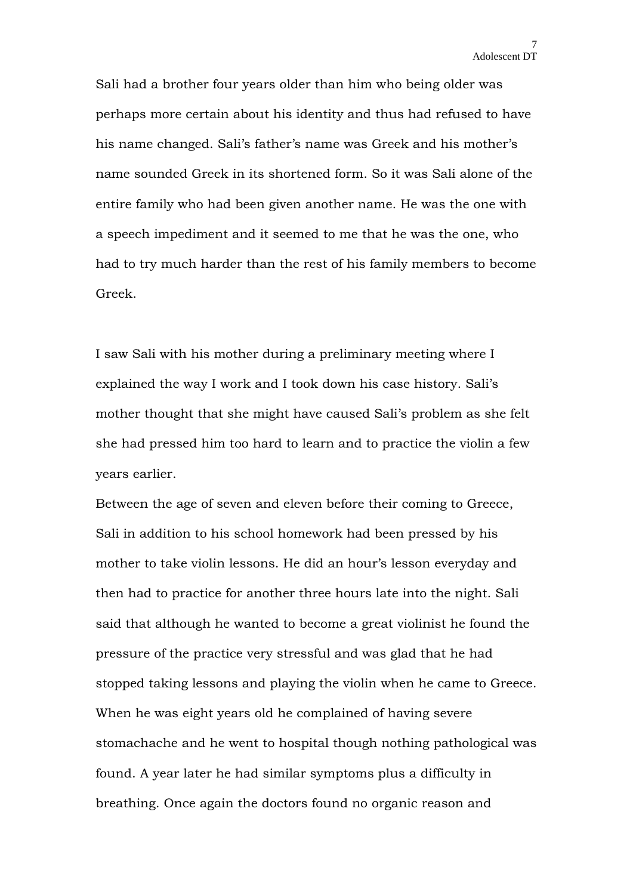Sali had a brother four years older than him who being older was perhaps more certain about his identity and thus had refused to have his name changed. Sali's father's name was Greek and his mother's name sounded Greek in its shortened form. So it was Sali alone of the entire family who had been given another name. He was the one with a speech impediment and it seemed to me that he was the one, who had to try much harder than the rest of his family members to become Greek.

I saw Sali with his mother during a preliminary meeting where I explained the way I work and I took down his case history. Sali's mother thought that she might have caused Sali's problem as she felt she had pressed him too hard to learn and to practice the violin a few years earlier.

Between the age of seven and eleven before their coming to Greece, Sali in addition to his school homework had been pressed by his mother to take violin lessons. He did an hour's lesson everyday and then had to practice for another three hours late into the night. Sali said that although he wanted to become a great violinist he found the pressure of the practice very stressful and was glad that he had stopped taking lessons and playing the violin when he came to Greece. When he was eight years old he complained of having severe stomachache and he went to hospital though nothing pathological was found. A year later he had similar symptoms plus a difficulty in breathing. Once again the doctors found no organic reason and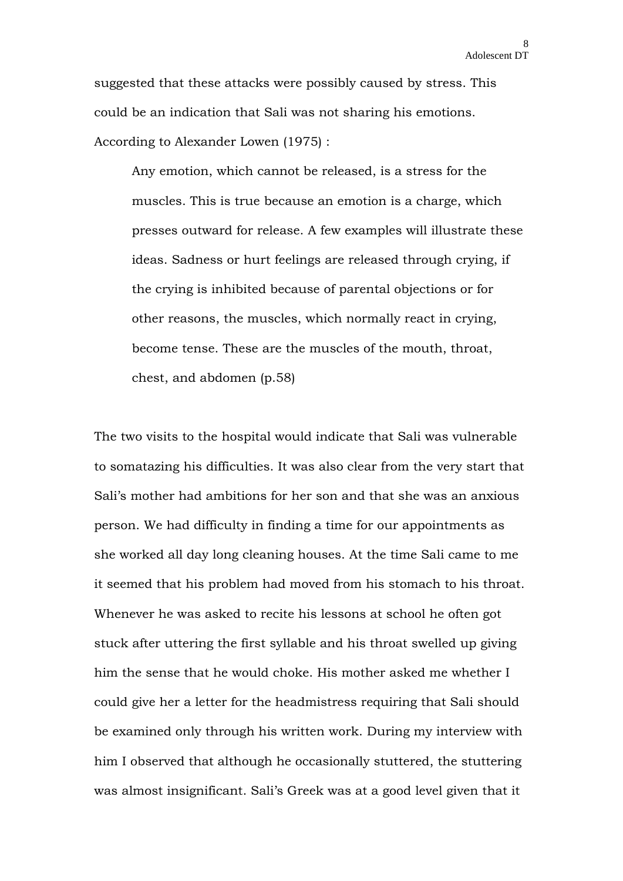suggested that these attacks were possibly caused by stress. This could be an indication that Sali was not sharing his emotions. According to Alexander Lowen (1975) :

> Any emotion, which cannot be released, is a stress for the muscles. This is true because an emotion is a charge, which presses outward for release. A few examples will illustrate these ideas. Sadness or hurt feelings are released through crying, if the crying is inhibited because of parental objections or for other reasons, the muscles, which normally react in crying, become tense. These are the muscles of the mouth, throat, chest, and abdomen (p.58)

The two visits to the hospital would indicate that Sali was vulnerable to somatazing his difficulties. It was also clear from the very start that Sali's mother had ambitions for her son and that she was an anxious person. We had difficulty in finding a time for our appointments as she worked all day long cleaning houses. At the time Sali came to me it seemed that his problem had moved from his stomach to his throat. Whenever he was asked to recite his lessons at school he often got stuck after uttering the first syllable and his throat swelled up giving him the sense that he would choke. His mother asked me whether I could give her a letter for the headmistress requiring that Sali should be examined only through his written work. During my interview with him I observed that although he occasionally stuttered, the stuttering was almost insignificant. Sali's Greek was at a good level given that it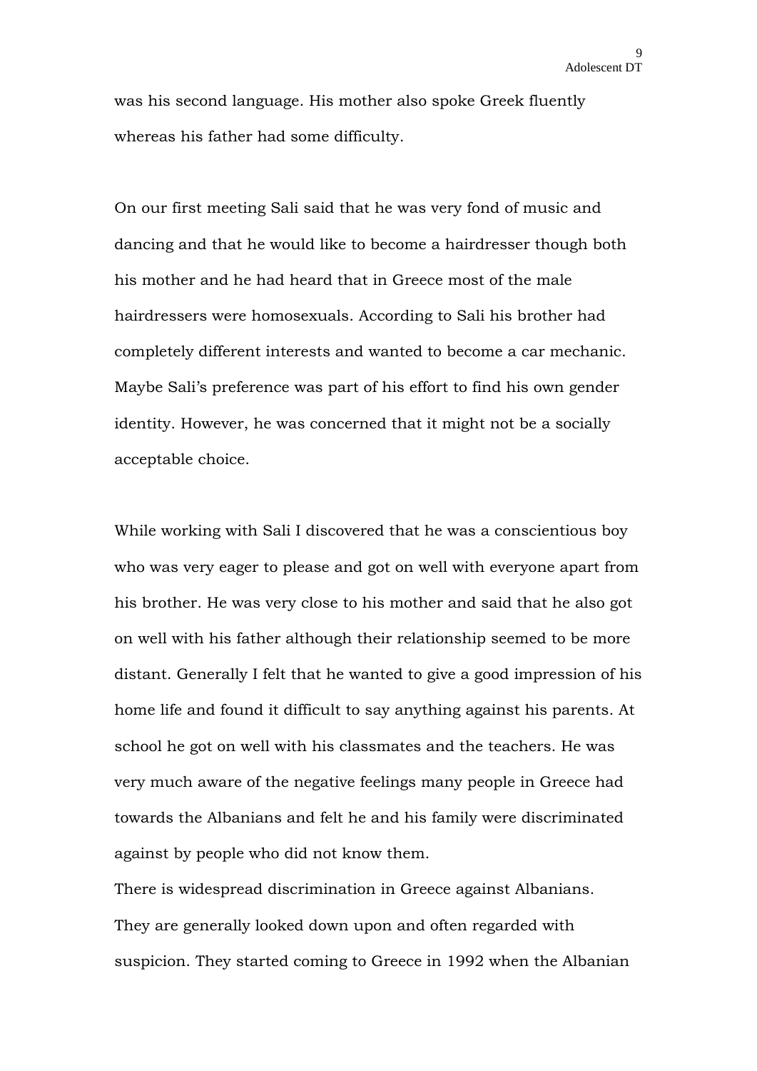was his second language. His mother also spoke Greek fluently whereas his father had some difficulty.

On our first meeting Sali said that he was very fond of music and dancing and that he would like to become a hairdresser though both his mother and he had heard that in Greece most of the male hairdressers were homosexuals. According to Sali his brother had completely different interests and wanted to become a car mechanic. Maybe Sali's preference was part of his effort to find his own gender identity. However, he was concerned that it might not be a socially acceptable choice.

While working with Sali I discovered that he was a conscientious boy who was very eager to please and got on well with everyone apart from his brother. He was very close to his mother and said that he also got on well with his father although their relationship seemed to be more distant. Generally I felt that he wanted to give a good impression of his home life and found it difficult to say anything against his parents. At school he got on well with his classmates and the teachers. He was very much aware of the negative feelings many people in Greece had towards the Albanians and felt he and his family were discriminated against by people who did not know them.

There is widespread discrimination in Greece against Albanians. They are generally looked down upon and often regarded with suspicion. They started coming to Greece in 1992 when the Albanian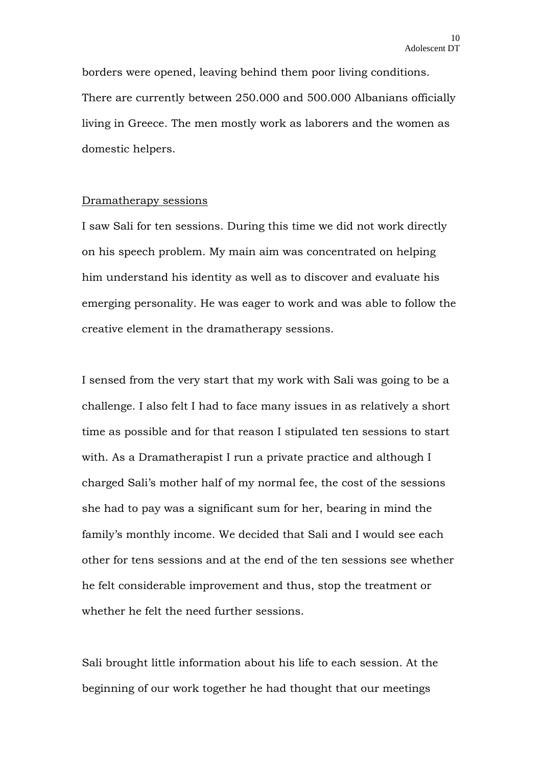borders were opened, leaving behind them poor living conditions. There are currently between 250.000 and 500.000 Albanians officially living in Greece. The men mostly work as laborers and the women as domestic helpers.

## Dramatherapy sessions

I saw Sali for ten sessions. During this time we did not work directly on his speech problem. My main aim was concentrated on helping him understand his identity as well as to discover and evaluate his emerging personality. He was eager to work and was able to follow the creative element in the dramatherapy sessions.

I sensed from the very start that my work with Sali was going to be a challenge. I also felt I had to face many issues in as relatively a short time as possible and for that reason I stipulated ten sessions to start with. As a Dramatherapist I run a private practice and although I charged Sali's mother half of my normal fee, the cost of the sessions she had to pay was a significant sum for her, bearing in mind the family's monthly income. We decided that Sali and I would see each other for tens sessions and at the end of the ten sessions see whether he felt considerable improvement and thus, stop the treatment or whether he felt the need further sessions.

Sali brought little information about his life to each session. At the beginning of our work together he had thought that our meetings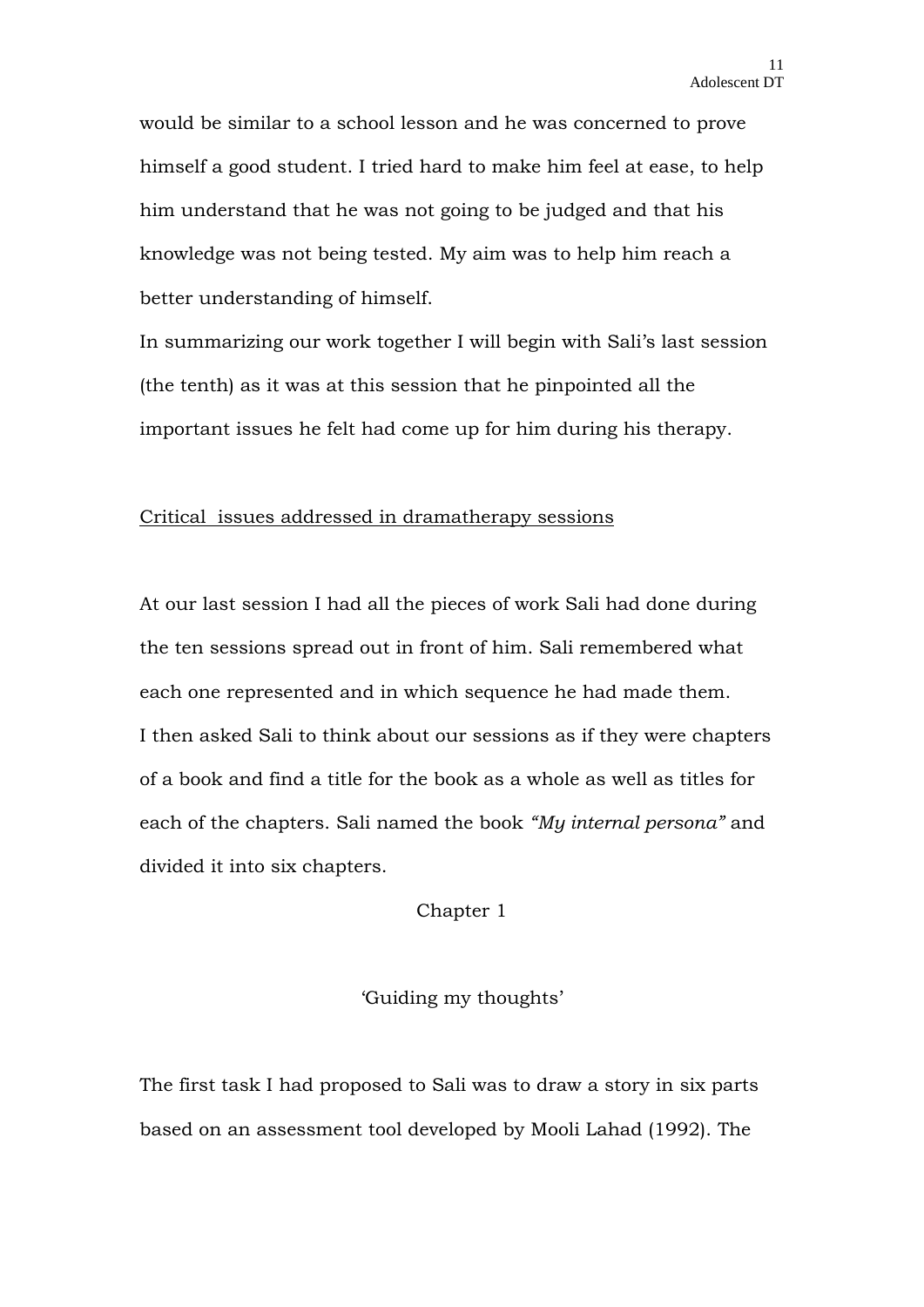would be similar to a school lesson and he was concerned to prove himself a good student. I tried hard to make him feel at ease, to help him understand that he was not going to be judged and that his knowledge was not being tested. My aim was to help him reach a better understanding of himself.

In summarizing our work together I will begin with Sali's last session (the tenth) as it was at this session that he pinpointed all the important issues he felt had come up for him during his therapy.

## Critical issues addressed in dramatherapy sessions

At our last session I had all the pieces of work Sali had done during the ten sessions spread out in front of him. Sali remembered what each one represented and in which sequence he had made them.

I then asked Sali to think about our sessions as if they were chapters of a book and find a title for the book as a whole as well as titles for each of the chapters. Sali named the book *"My internal persona"* and divided it into six chapters.

### Chapter 1

### 'Guiding my thoughts'

The first task I had proposed to Sali was to draw a story in six parts based on an assessment tool developed by Mooli Lahad (1992). The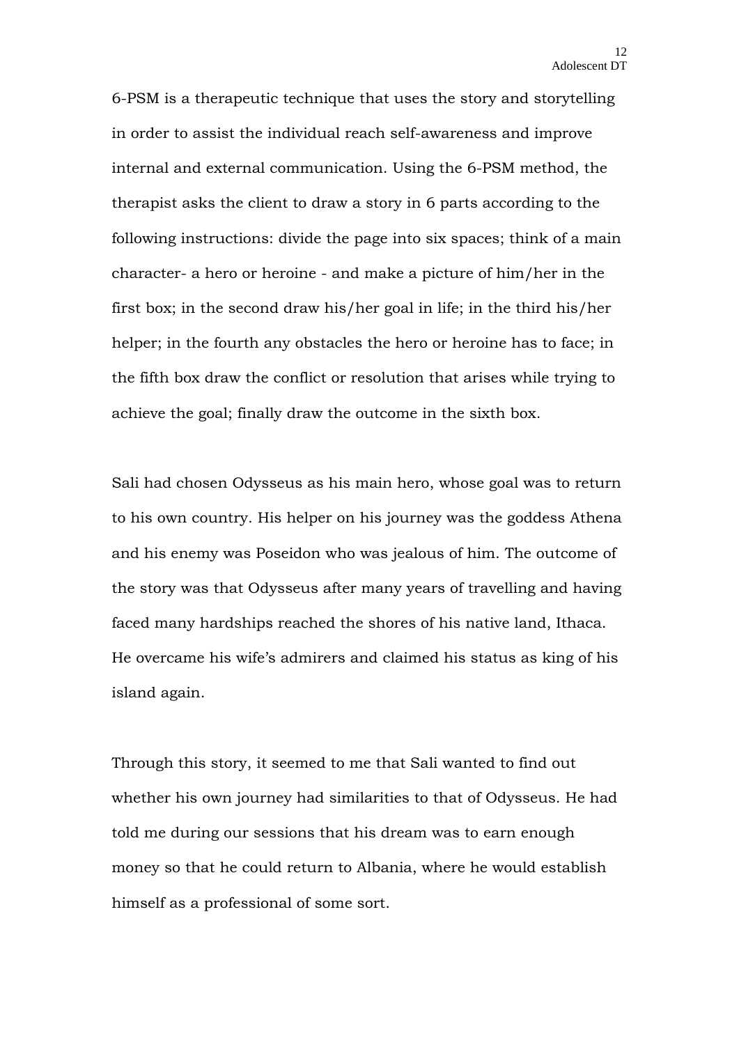6-PSM is a therapeutic technique that uses the story and storytelling in order to assist the individual reach self-awareness and improve internal and external communication. Using the 6-PSM method, the therapist asks the client to draw a story in 6 parts according to the following instructions: divide the page into six spaces; think of a main character- a hero or heroine - and make a picture of him/her in the first box; in the second draw his/her goal in life; in the third his/her helper; in the fourth any obstacles the hero or heroine has to face; in the fifth box draw the conflict or resolution that arises while trying to achieve the goal; finally draw the outcome in the sixth box.

Sali had chosen Odysseus as his main hero, whose goal was to return to his own country. His helper on his journey was the goddess Athena and his enemy was Poseidon who was jealous of him. The outcome of the story was that Odysseus after many years of travelling and having faced many hardships reached the shores of his native land, Ithaca. He overcame his wife's admirers and claimed his status as king of his island again.

Through this story, it seemed to me that Sali wanted to find out whether his own journey had similarities to that of Odysseus. He had told me during our sessions that his dream was to earn enough money so that he could return to Albania, where he would establish himself as a professional of some sort.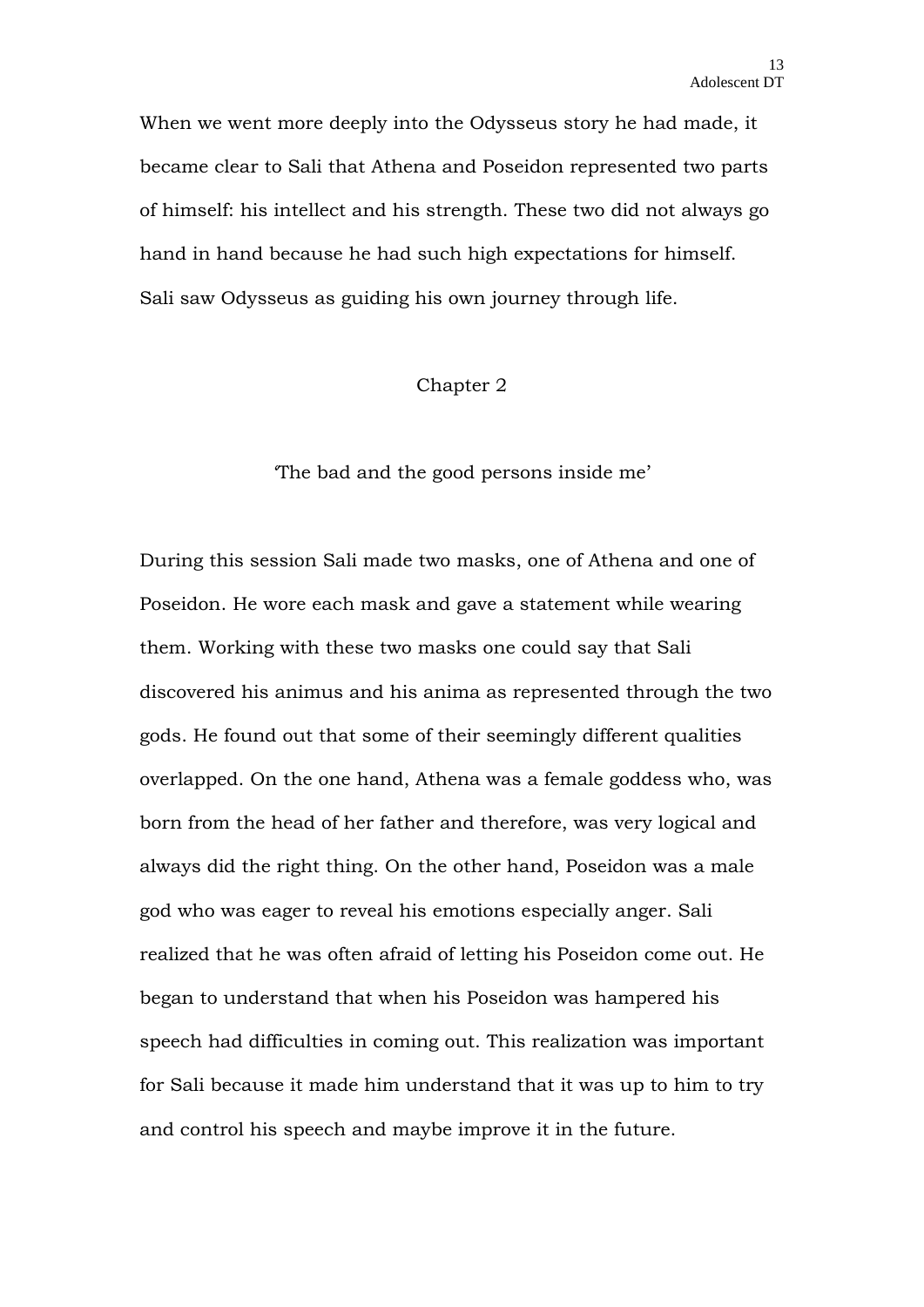When we went more deeply into the Odysseus story he had made, it became clear to Sali that Athena and Poseidon represented two parts of himself: his intellect and his strength. These two did not always go hand in hand because he had such high expectations for himself. Sali saw Odysseus as guiding his own journey through life.

## Chapter 2

### 'The bad and the good persons inside me'

During this session Sali made two masks, one of Athena and one of Poseidon. He wore each mask and gave a statement while wearing them. Working with these two masks one could say that Sali discovered his animus and his anima as represented through the two gods. He found out that some of their seemingly different qualities overlapped. On the one hand, Athena was a female goddess who, was born from the head of her father and therefore, was very logical and always did the right thing. On the other hand, Poseidon was a male god who was eager to reveal his emotions especially anger. Sali realized that he was often afraid of letting his Poseidon come out. He began to understand that when his Poseidon was hampered his speech had difficulties in coming out. This realization was important for Sali because it made him understand that it was up to him to try and control his speech and maybe improve it in the future.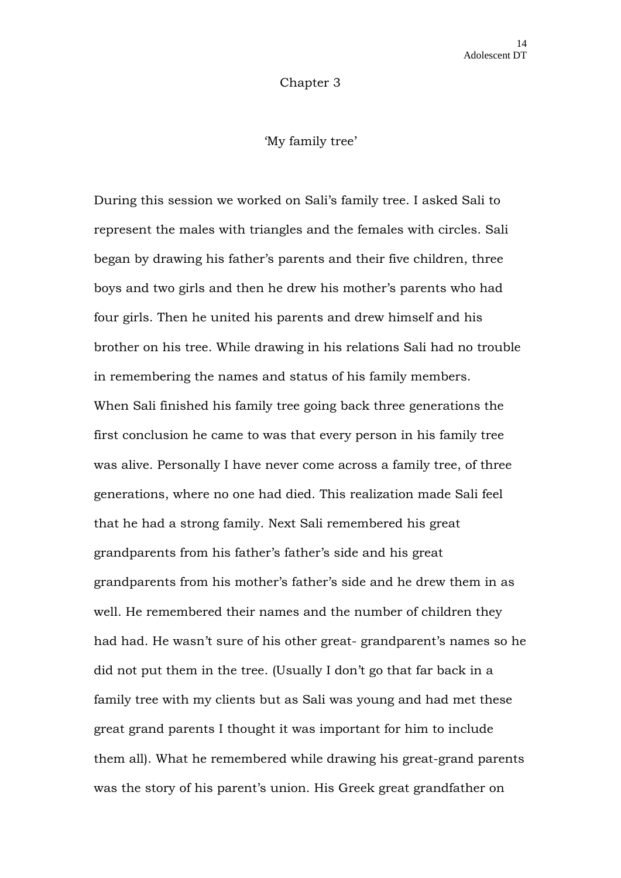# Chapter 3

## 'My family tree'

During this session we worked on Sali's family tree. I asked Sali to represent the males with triangles and the females with circles. Sali began by drawing his father's parents and their five children, three boys and two girls and then he drew his mother's parents who had four girls. Then he united his parents and drew himself and his brother on his tree. While drawing in his relations Sali had no trouble in remembering the names and status of his family members.
When Sali finished his family tree going back three generations the first conclusion he came to was that every person in his family tree was alive. Personally I have never come across a family tree, of three generations, where no one had died. This realization made Sali feel that he had a strong family. Next Sali remembered his great grandparents from his father's father's side and his great grandparents from his mother's father's side and he drew them in as well. He remembered their names and the number of children they had had. He wasn't sure of his other great- grandparent's names so he did not put them in the tree. (Usually I don't go that far back in a family tree with my clients but as Sali was young and had met these great grand parents I thought it was important for him to include them all). What he remembered while drawing his great-grand parents was the story of his parent's union. His Greek great grandfather on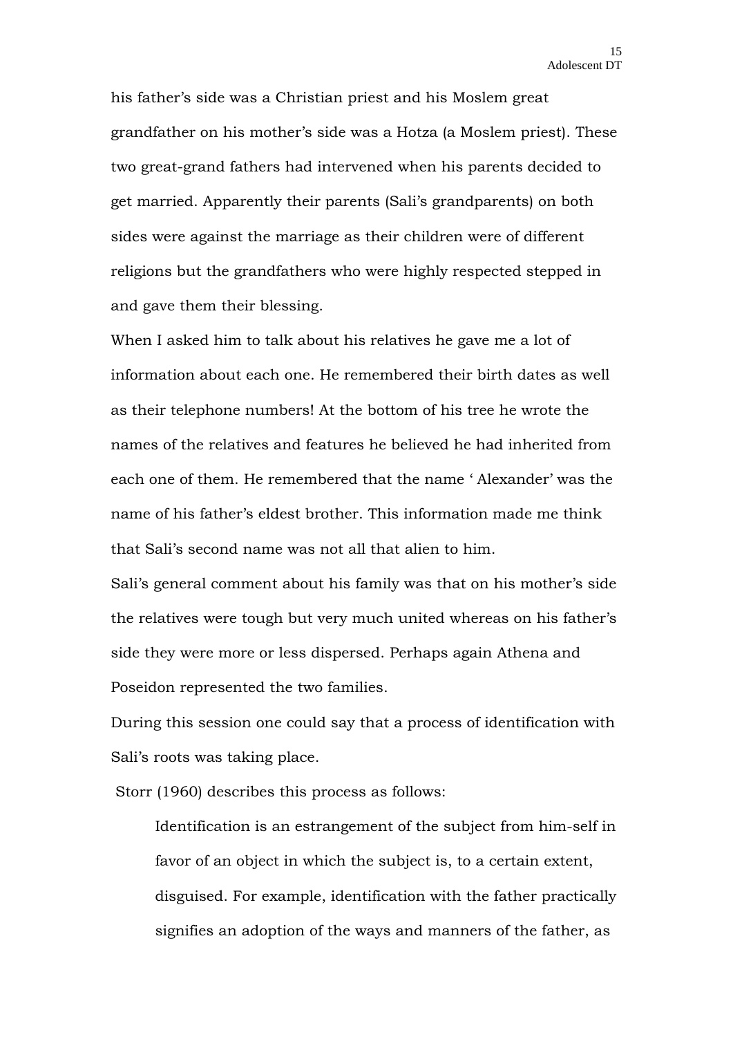his father's side was a Christian priest and his Moslem great grandfather on his mother's side was a Hotza (a Moslem priest). These two great-grand fathers had intervened when his parents decided to get married. Apparently their parents (Sali's grandparents) on both sides were against the marriage as their children were of different religions but the grandfathers who were highly respected stepped in and gave them their blessing.

When I asked him to talk about his relatives he gave me a lot of information about each one. He remembered their birth dates as well as their telephone numbers! At the bottom of his tree he wrote the names of the relatives and features he believed he had inherited from each one of them. He remembered that the name ' Alexander' was the name of his father's eldest brother. This information made me think that Sali's second name was not all that alien to him.

Sali's general comment about his family was that on his mother's side the relatives were tough but very much united whereas on his father's side they were more or less dispersed. Perhaps again Athena and Poseidon represented the two families.

During this session one could say that a process of identification with Sali's roots was taking place.

Storr (1960) describes this process as follows:

> Identification is an estrangement of the subject from him-self in favor of an object in which the subject is, to a certain extent, disguised. For example, identification with the father practically signifies an adoption of the ways and manners of the father, as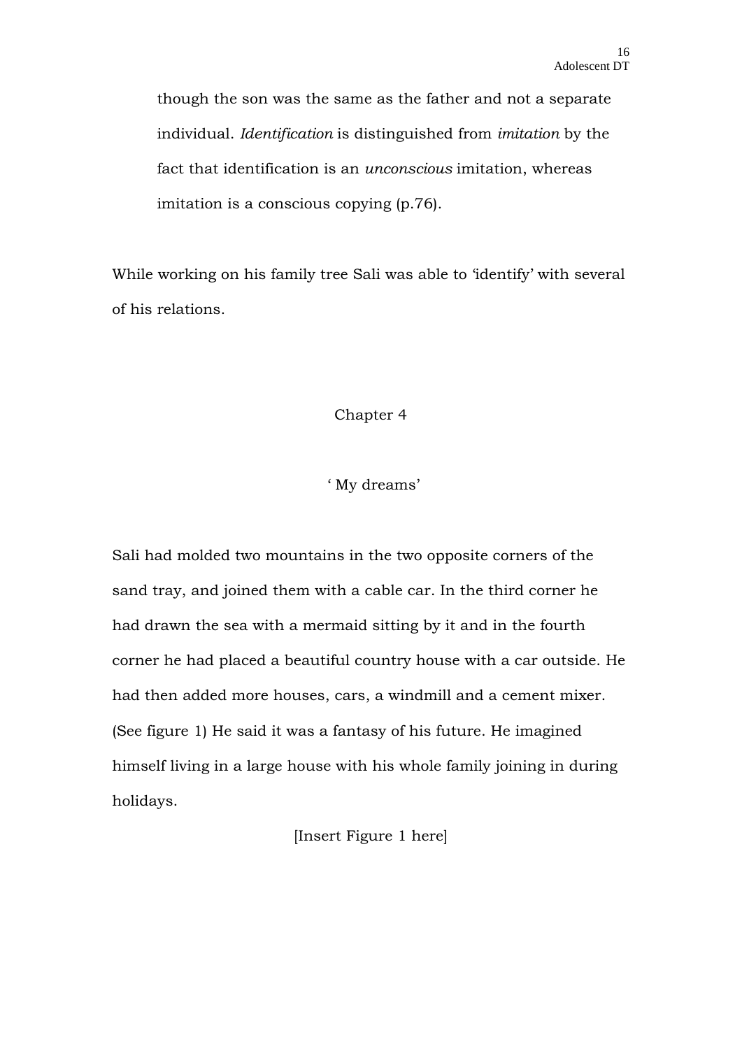though the son was the same as the father and not a separate individual. *Identification* is distinguished from *imitation* by the fact that identification is an *unconscious* imitation, whereas imitation is a conscious copying (p.76).

While working on his family tree Sali was able to 'identify' with several of his relations.

## Chapter 4

### ' My dreams'

Sali had molded two mountains in the two opposite corners of the sand tray, and joined them with a cable car. In the third corner he had drawn the sea with a mermaid sitting by it and in the fourth corner he had placed a beautiful country house with a car outside. He had then added more houses, cars, a windmill and a cement mixer. (See figure 1) He said it was a fantasy of his future. He imagined himself living in a large house with his whole family joining in during holidays.

[Insert Figure 1 here]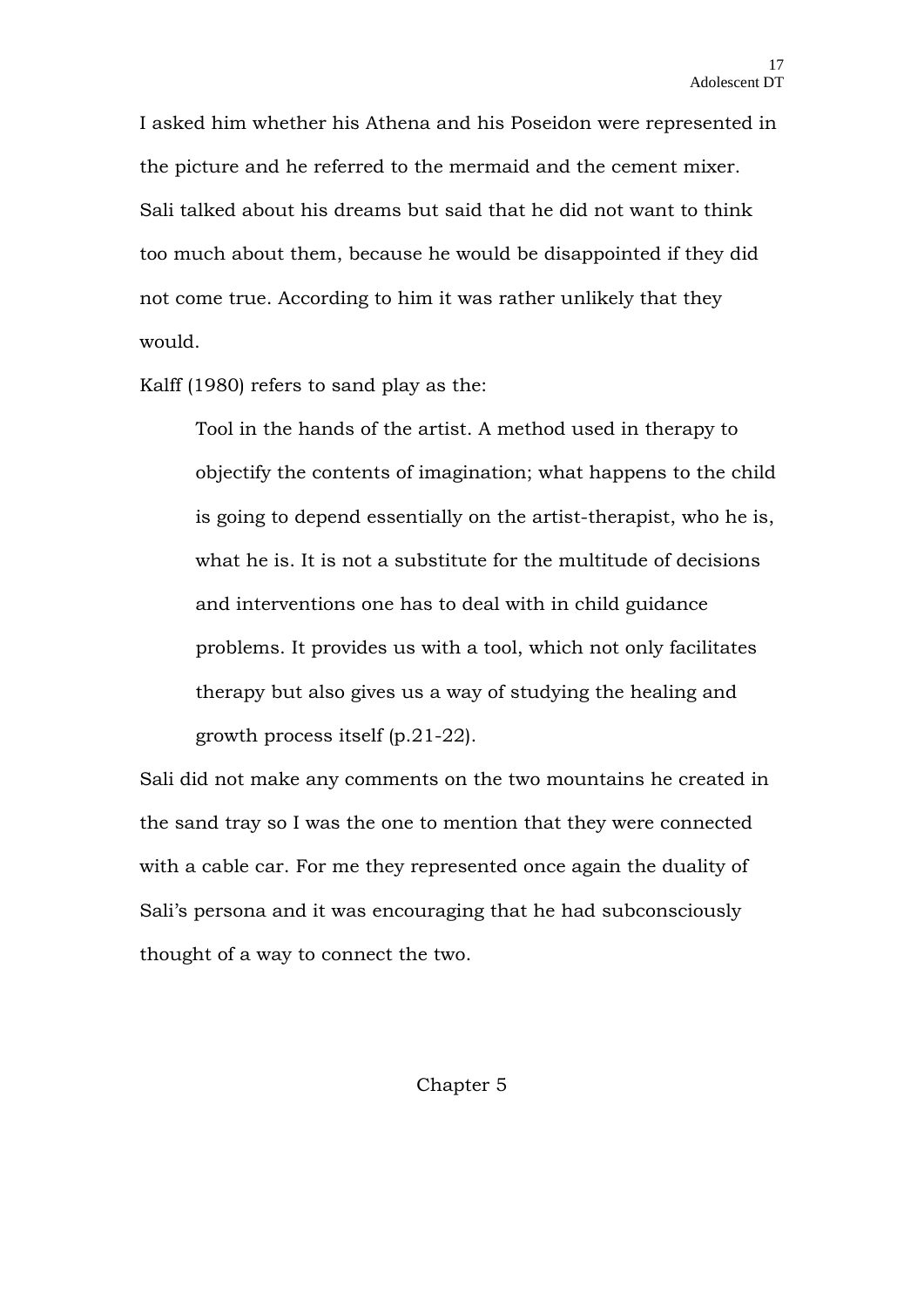I asked him whether his Athena and his Poseidon were represented in the picture and he referred to the mermaid and the cement mixer. Sali talked about his dreams but said that he did not want to think too much about them, because he would be disappointed if they did not come true. According to him it was rather unlikely that they would.

Kalff (1980) refers to sand play as the:

> Tool in the hands of the artist. A method used in therapy to objectify the contents of imagination; what happens to the child is going to depend essentially on the artist-therapist, who he is, what he is. It is not a substitute for the multitude of decisions and interventions one has to deal with in child guidance problems. It provides us with a tool, which not only facilitates therapy but also gives us a way of studying the healing and growth process itself (p.21-22).

Sali did not make any comments on the two mountains he created in the sand tray so I was the one to mention that they were connected with a cable car. For me they represented once again the duality of Sali's persona and it was encouraging that he had subconsciously thought of a way to connect the two.

## Chapter 5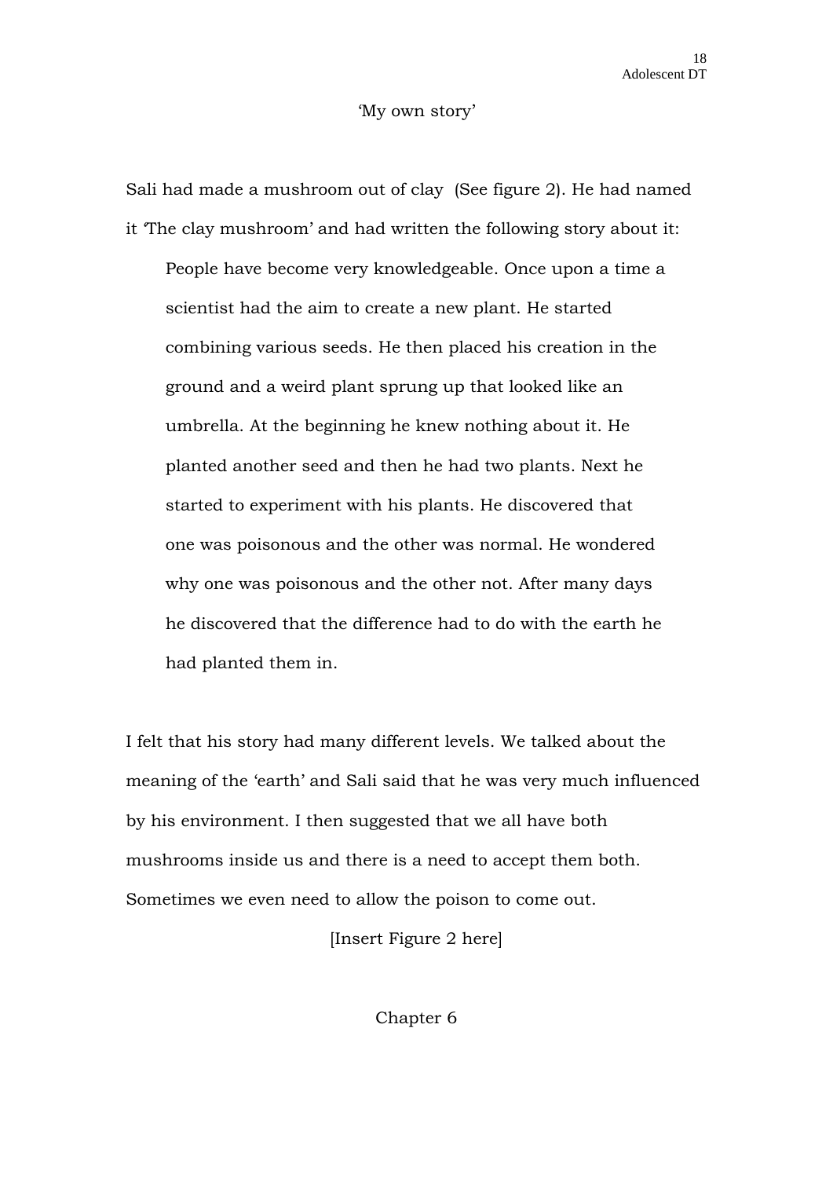## 'My own story'

Sali had made a mushroom out of clay (See figure 2). He had named it 'The clay mushroom' and had written the following story about it:

> People have become very knowledgeable. Once upon a time a scientist had the aim to create a new plant. He started combining various seeds. He then placed his creation in the ground and a weird plant sprung up that looked like an umbrella. At the beginning he knew nothing about it. He planted another seed and then he had two plants. Next he started to experiment with his plants. He discovered that one was poisonous and the other was normal. He wondered why one was poisonous and the other not. After many days he discovered that the difference had to do with the earth he had planted them in.

I felt that his story had many different levels. We talked about the meaning of the 'earth' and Sali said that he was very much influenced by his environment. I then suggested that we all have both mushrooms inside us and there is a need to accept them both. Sometimes we even need to allow the poison to come out.

[Insert Figure 2 here]

# Chapter 6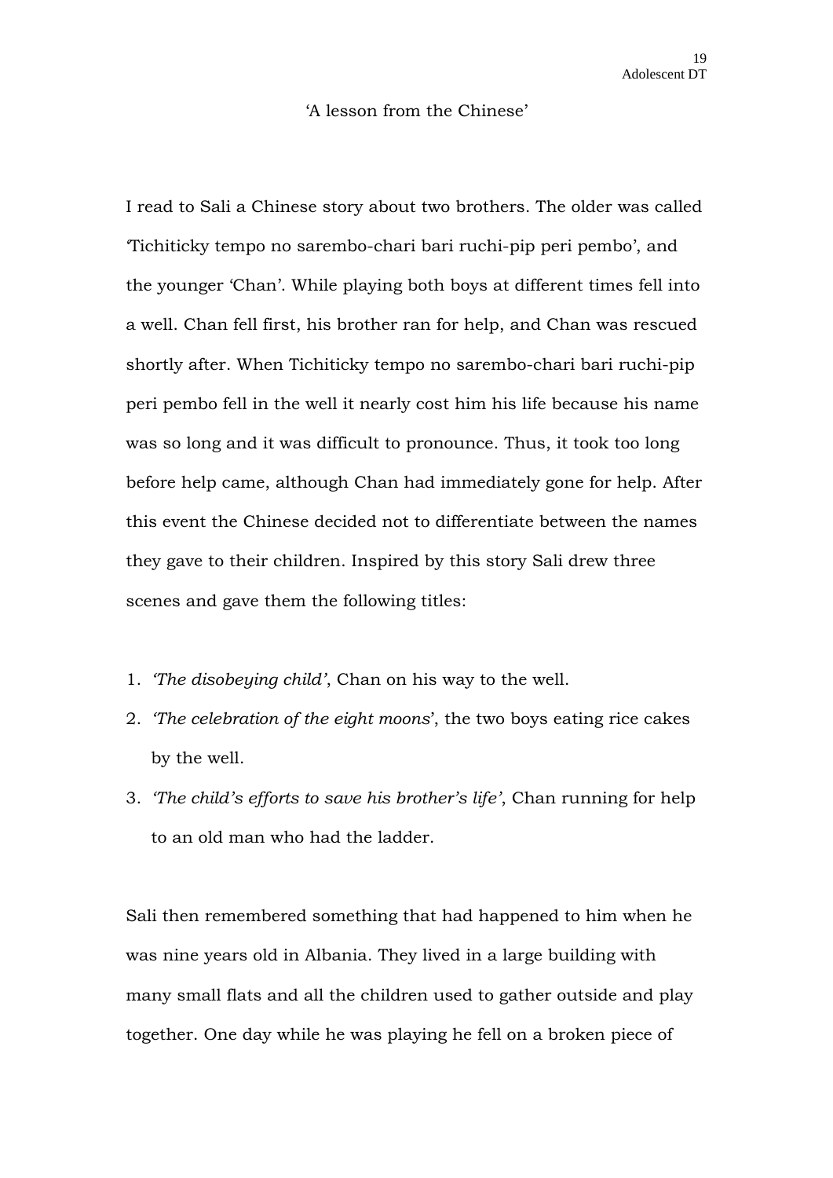‘A lesson from the Chinese’

I read to Sali a Chinese story about two brothers. The older was called ‘Tichiticky tempo no sarembo-chari bari ruchi-pip peri pembo’, and the younger ‘Chan’. While playing both boys at different times fell into a well. Chan fell first, his brother ran for help, and Chan was rescued shortly after. When Tichiticky tempo no sarembo-chari bari ruchi-pip peri pembo fell in the well it nearly cost him his life because his name was so long and it was difficult to pronounce. Thus, it took too long before help came, although Chan had immediately gone for help. After this event the Chinese decided not to differentiate between the names they gave to their children. Inspired by this story Sali drew three scenes and gave them the following titles:

1. *‘The disobeying child’*, Chan on his way to the well.
2. *‘The celebration of the eight moons*’, the two boys eating rice cakes by the well.
3. *‘The child’s efforts to save his brother’s life’*, Chan running for help to an old man who had the ladder.

Sali then remembered something that had happened to him when he was nine years old in Albania. They lived in a large building with many small flats and all the children used to gather outside and play together. One day while he was playing he fell on a broken piece of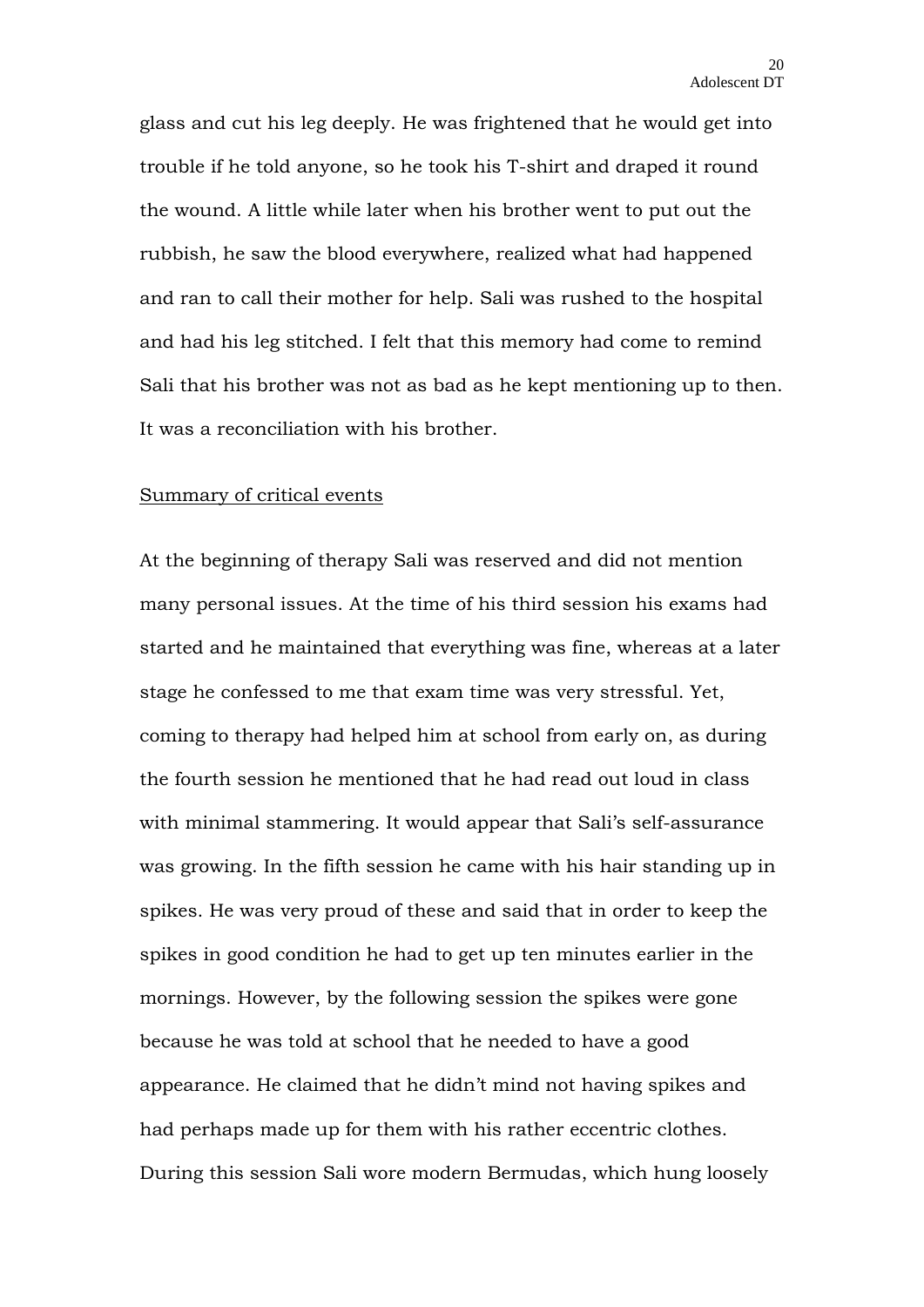glass and cut his leg deeply. He was frightened that he would get into trouble if he told anyone, so he took his T-shirt and draped it round the wound. A little while later when his brother went to put out the rubbish, he saw the blood everywhere, realized what had happened and ran to call their mother for help. Sali was rushed to the hospital and had his leg stitched. I felt that this memory had come to remind Sali that his brother was not as bad as he kept mentioning up to then. It was a reconciliation with his brother.

## Summary of critical events

At the beginning of therapy Sali was reserved and did not mention many personal issues. At the time of his third session his exams had started and he maintained that everything was fine, whereas at a later stage he confessed to me that exam time was very stressful. Yet, coming to therapy had helped him at school from early on, as during the fourth session he mentioned that he had read out loud in class with minimal stammering. It would appear that Sali's self-assurance was growing. In the fifth session he came with his hair standing up in spikes. He was very proud of these and said that in order to keep the spikes in good condition he had to get up ten minutes earlier in the mornings. However, by the following session the spikes were gone because he was told at school that he needed to have a good appearance. He claimed that he didn't mind not having spikes and had perhaps made up for them with his rather eccentric clothes. During this session Sali wore modern Bermudas, which hung loosely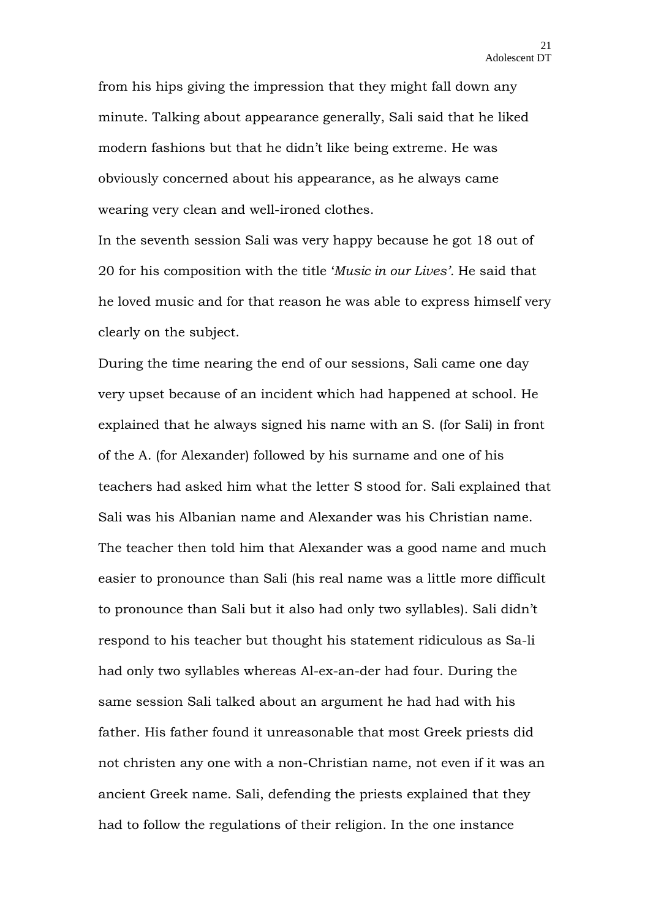from his hips giving the impression that they might fall down any minute. Talking about appearance generally, Sali said that he liked modern fashions but that he didn't like being extreme. He was obviously concerned about his appearance, as he always came wearing very clean and well-ironed clothes.

In the seventh session Sali was very happy because he got 18 out of 20 for his composition with the title '*Music in our Lives'*. He said that he loved music and for that reason he was able to express himself very clearly on the subject.

During the time nearing the end of our sessions, Sali came one day very upset because of an incident which had happened at school. He explained that he always signed his name with an S. (for Sali) in front of the A. (for Alexander) followed by his surname and one of his teachers had asked him what the letter S stood for. Sali explained that Sali was his Albanian name and Alexander was his Christian name. The teacher then told him that Alexander was a good name and much easier to pronounce than Sali (his real name was a little more difficult to pronounce than Sali but it also had only two syllables). Sali didn't respond to his teacher but thought his statement ridiculous as Sa-li had only two syllables whereas Al-ex-an-der had four. During the same session Sali talked about an argument he had had with his father. His father found it unreasonable that most Greek priests did not christen any one with a non-Christian name, not even if it was an ancient Greek name. Sali, defending the priests explained that they had to follow the regulations of their religion. In the one instance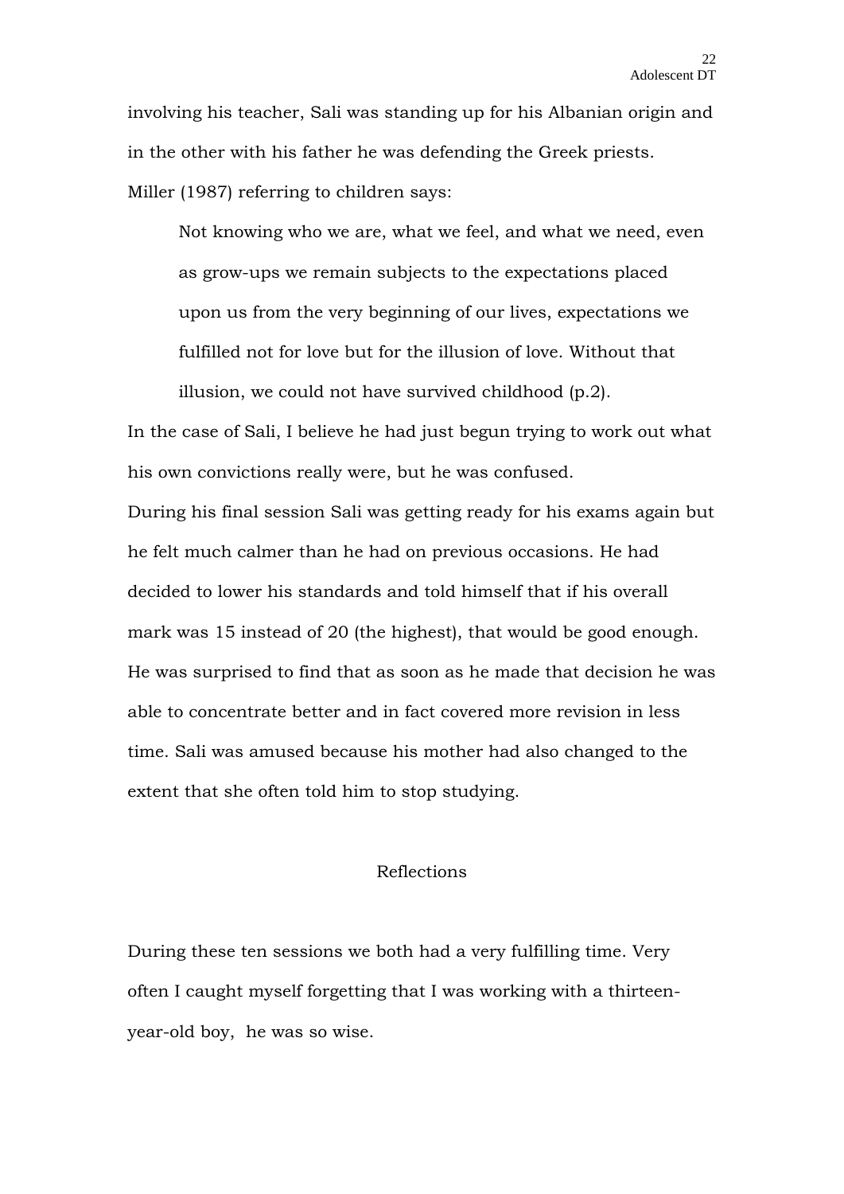involving his teacher, Sali was standing up for his Albanian origin and in the other with his father he was defending the Greek priests.

Miller (1987) referring to children says:

> Not knowing who we are, what we feel, and what we need, even as grow-ups we remain subjects to the expectations placed upon us from the very beginning of our lives, expectations we fulfilled not for love but for the illusion of love. Without that illusion, we could not have survived childhood (p.2).

In the case of Sali, I believe he had just begun trying to work out what his own convictions really were, but he was confused.

During his final session Sali was getting ready for his exams again but he felt much calmer than he had on previous occasions. He had decided to lower his standards and told himself that if his overall mark was 15 instead of 20 (the highest), that would be good enough. He was surprised to find that as soon as he made that decision he was able to concentrate better and in fact covered more revision in less time. Sali was amused because his mother had also changed to the extent that she often told him to stop studying.

## Reflections

During these ten sessions we both had a very fulfilling time. Very often I caught myself forgetting that I was working with a thirteen-year-old boy, he was so wise.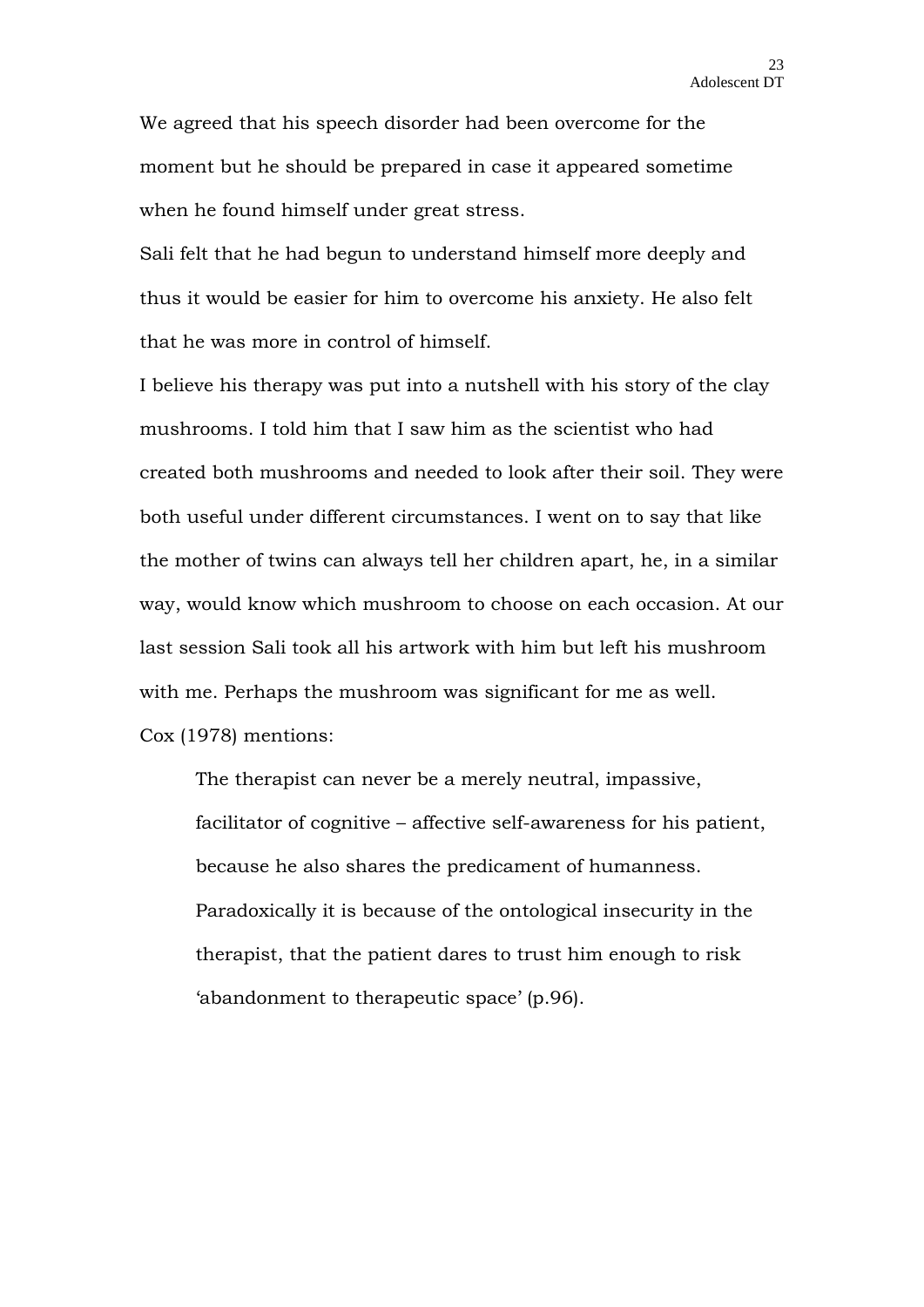We agreed that his speech disorder had been overcome for the moment but he should be prepared in case it appeared sometime when he found himself under great stress.

Sali felt that he had begun to understand himself more deeply and thus it would be easier for him to overcome his anxiety. He also felt that he was more in control of himself.

I believe his therapy was put into a nutshell with his story of the clay mushrooms. I told him that I saw him as the scientist who had created both mushrooms and needed to look after their soil. They were both useful under different circumstances. I went on to say that like the mother of twins can always tell her children apart, he, in a similar way, would know which mushroom to choose on each occasion. At our last session Sali took all his artwork with him but left his mushroom with me. Perhaps the mushroom was significant for me as well.

Cox (1978) mentions:

> The therapist can never be a merely neutral, impassive, facilitator of cognitive – affective self-awareness for his patient, because he also shares the predicament of humanness. Paradoxically it is because of the ontological insecurity in the therapist, that the patient dares to trust him enough to risk 'abandonment to therapeutic space' (p.96).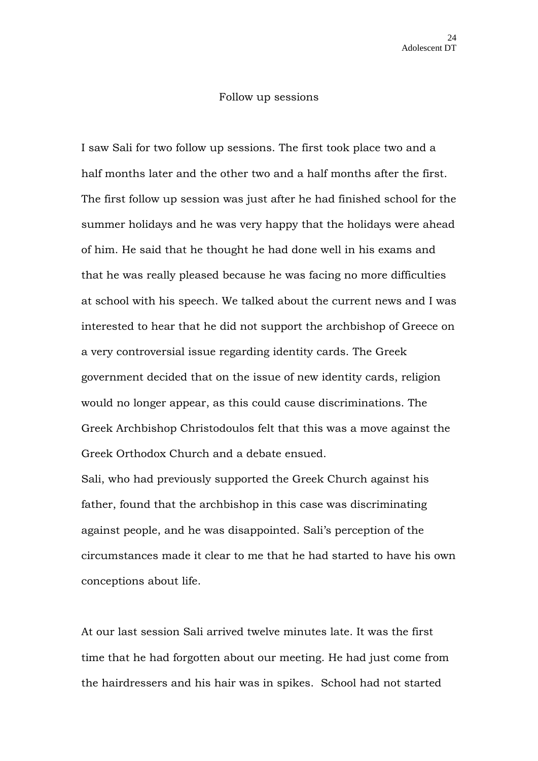## Follow up sessions

I saw Sali for two follow up sessions. The first took place two and a half months later and the other two and a half months after the first. The first follow up session was just after he had finished school for the summer holidays and he was very happy that the holidays were ahead of him. He said that he thought he had done well in his exams and that he was really pleased because he was facing no more difficulties at school with his speech. We talked about the current news and I was interested to hear that he did not support the archbishop of Greece on a very controversial issue regarding identity cards. The Greek government decided that on the issue of new identity cards, religion would no longer appear, as this could cause discriminations. The Greek Archbishop Christodoulos felt that this was a move against the Greek Orthodox Church and a debate ensued.

Sali, who had previously supported the Greek Church against his father, found that the archbishop in this case was discriminating against people, and he was disappointed. Sali's perception of the circumstances made it clear to me that he had started to have his own conceptions about life.

At our last session Sali arrived twelve minutes late. It was the first time that he had forgotten about our meeting. He had just come from the hairdressers and his hair was in spikes. School had not started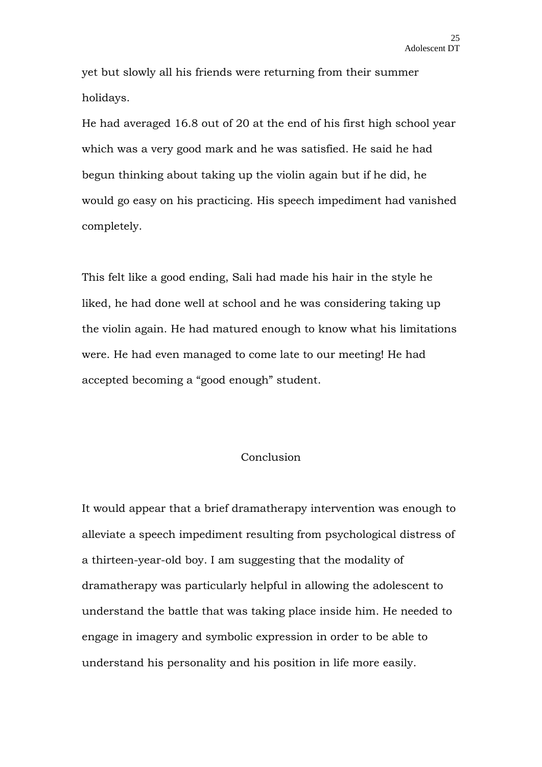yet but slowly all his friends were returning from their summer holidays.

He had averaged 16.8 out of 20 at the end of his first high school year which was a very good mark and he was satisfied. He said he had begun thinking about taking up the violin again but if he did, he would go easy on his practicing. His speech impediment had vanished completely.

This felt like a good ending, Sali had made his hair in the style he liked, he had done well at school and he was considering taking up the violin again. He had matured enough to know what his limitations were. He had even managed to come late to our meeting! He had accepted becoming a “good enough” student.

## Conclusion

It would appear that a brief dramatherapy intervention was enough to alleviate a speech impediment resulting from psychological distress of a thirteen-year-old boy. I am suggesting that the modality of dramatherapy was particularly helpful in allowing the adolescent to understand the battle that was taking place inside him. He needed to engage in imagery and symbolic expression in order to be able to understand his personality and his position in life more easily.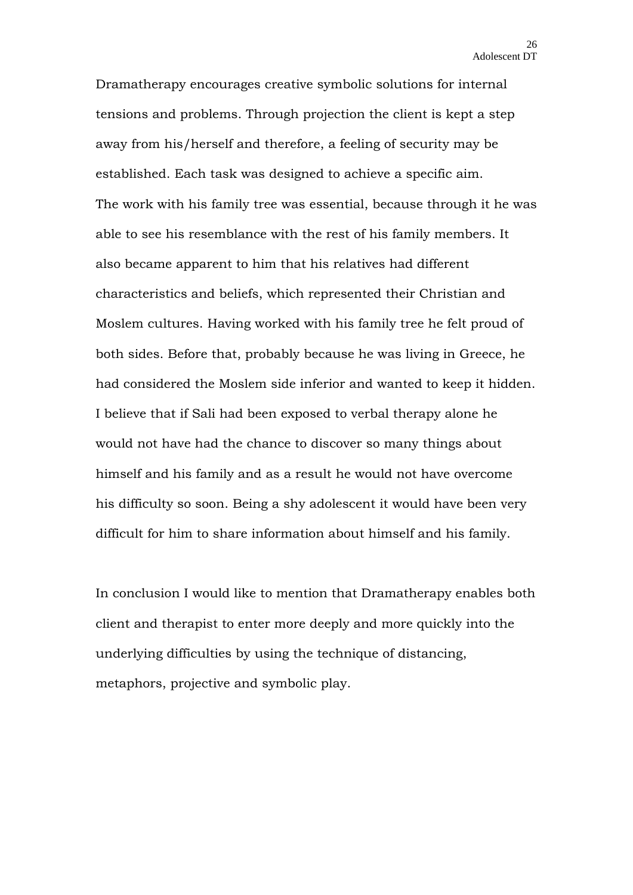Dramatherapy encourages creative symbolic solutions for internal tensions and problems. Through projection the client is kept a step away from his/herself and therefore, a feeling of security may be established. Each task was designed to achieve a specific aim.
The work with his family tree was essential, because through it he was able to see his resemblance with the rest of his family members. It also became apparent to him that his relatives had different characteristics and beliefs, which represented their Christian and Moslem cultures. Having worked with his family tree he felt proud of both sides. Before that, probably because he was living in Greece, he had considered the Moslem side inferior and wanted to keep it hidden. I believe that if Sali had been exposed to verbal therapy alone he would not have had the chance to discover so many things about himself and his family and as a result he would not have overcome his difficulty so soon. Being a shy adolescent it would have been very difficult for him to share information about himself and his family.

In conclusion I would like to mention that Dramatherapy enables both client and therapist to enter more deeply and more quickly into the underlying difficulties by using the technique of distancing, metaphors, projective and symbolic play.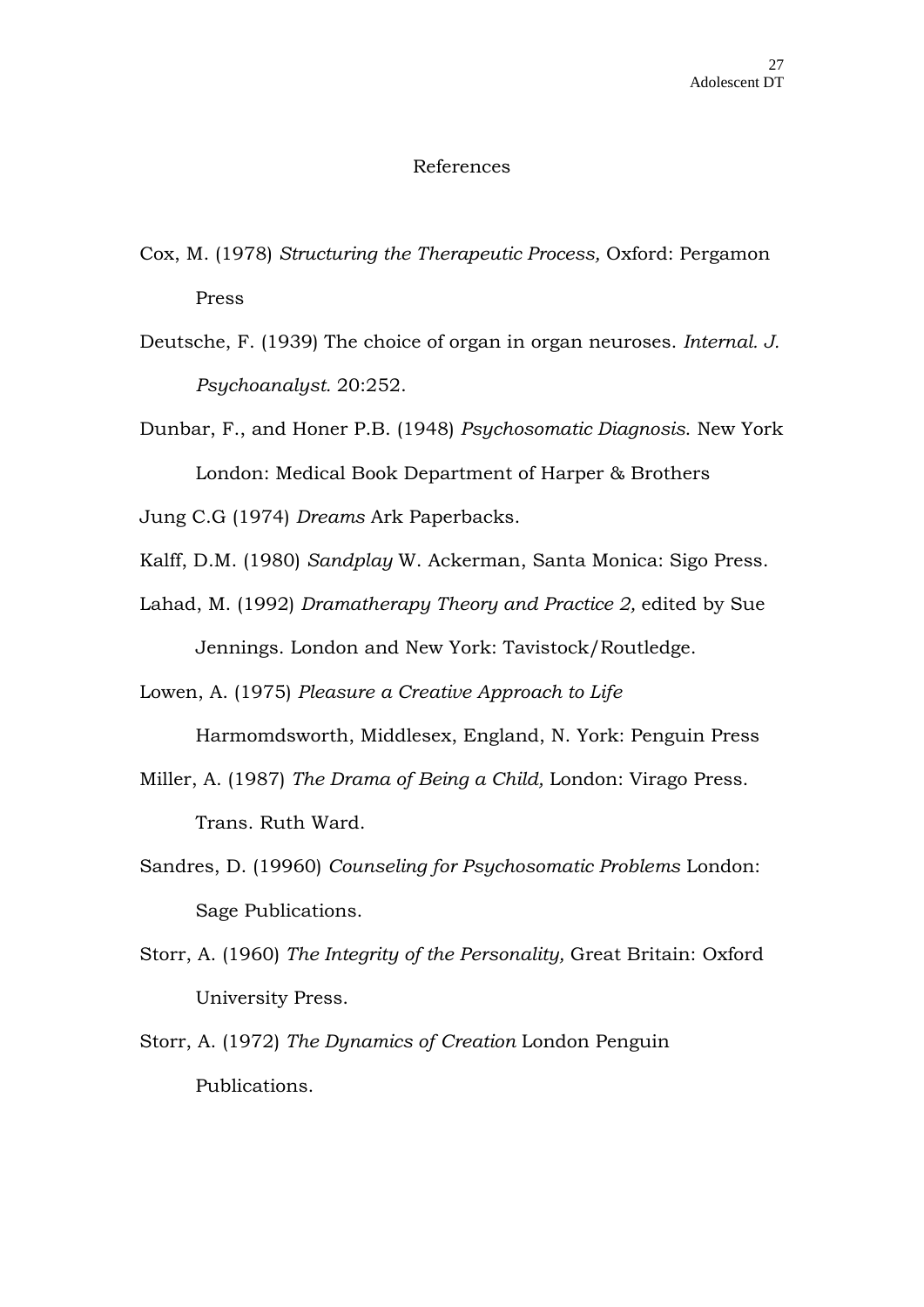# References

Cox, M. (1978) *Structuring the Therapeutic Process,* Oxford: Pergamon Press

Deutsche, F. (1939) The choice of organ in organ neuroses. *Internal. J. Psychoanalyst.* 20:252.

Dunbar, F., and Honer P.B. (1948) *Psychosomatic Diagnosis*. New York London: Medical Book Department of Harper & Brothers

Jung C.G (1974) *Dreams* Ark Paperbacks.

Kalff, D.M. (1980) *Sandplay* W. Ackerman, Santa Monica: Sigo Press.

Lahad, M. (1992) *Dramatherapy Theory and Practice 2,* edited by Sue Jennings. London and New York: Tavistock/Routledge.

Lowen, A. (1975) *Pleasure a Creative Approach to Life* Harmomdsworth, Middlesex, England, N. York: Penguin Press

Miller, A. (1987) *The Drama of Being a Child,* London: Virago Press. Trans. Ruth Ward.

Sandres, D. (19960) *Counseling for Psychosomatic Problems* London: Sage Publications.

Storr, A. (1960) *The Integrity of the Personality,* Great Britain: Oxford University Press.

Storr, A. (1972) *The Dynamics of Creation* London Penguin Publications.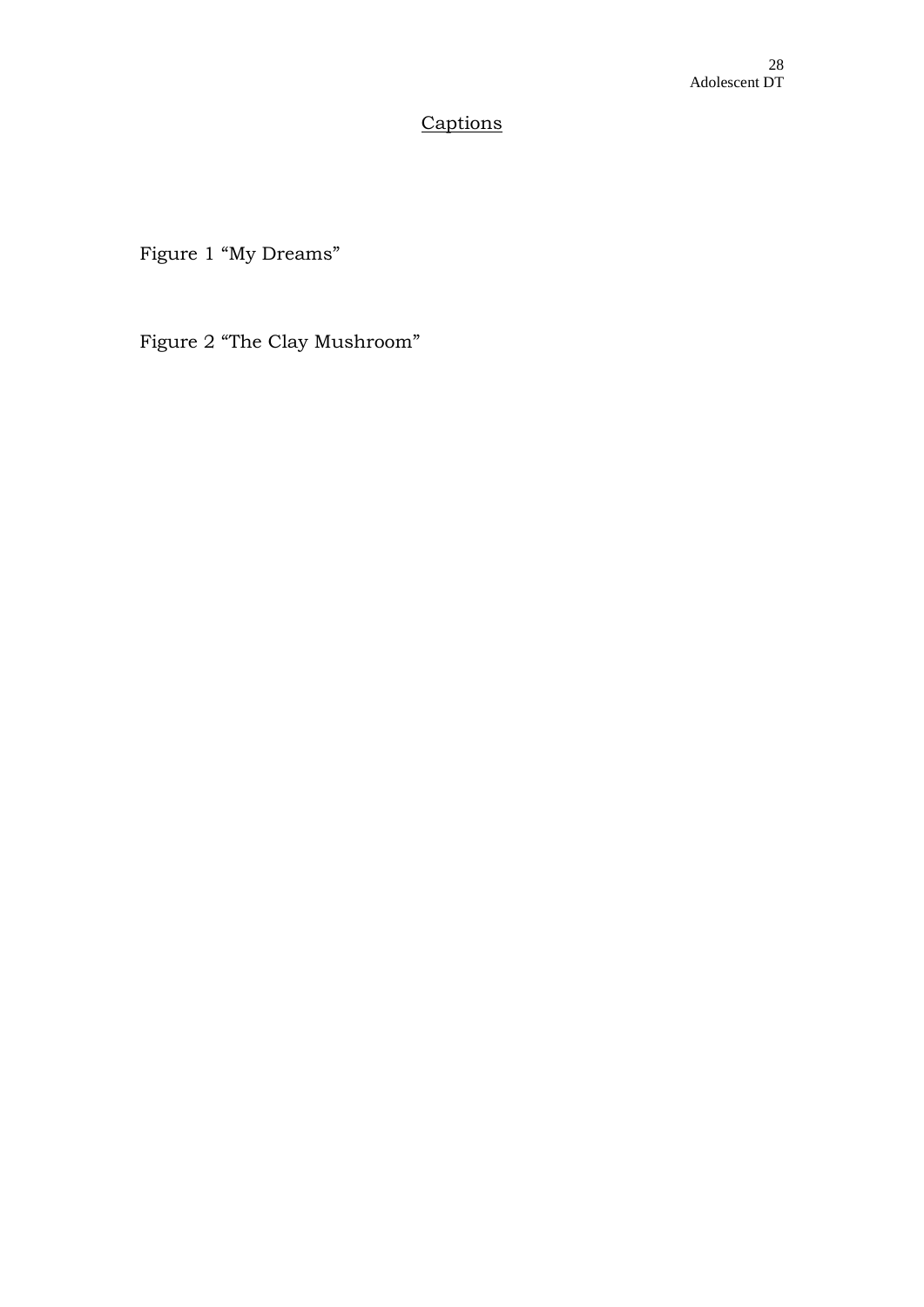## Captions

Figure 1 “My Dreams”

Figure 2 “The Clay Mushroom”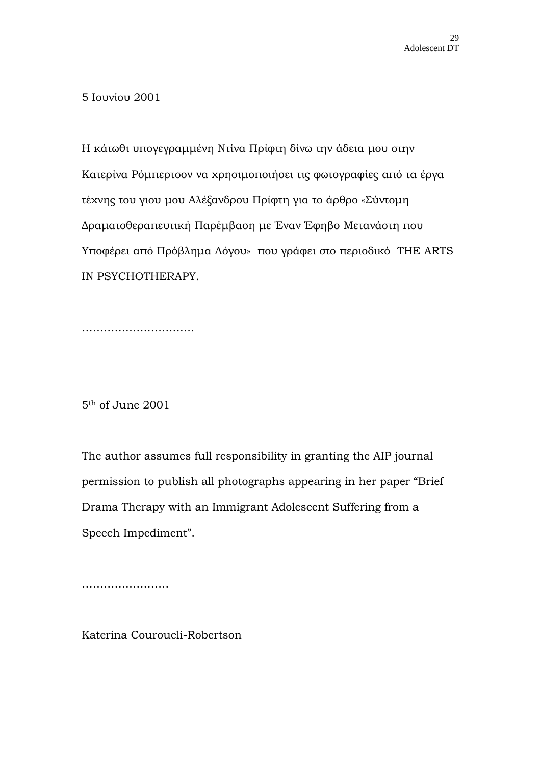5 Ιουνίου 2001

Η κάτωθι υπογεγραμμένη Ντίνα Πρίφτη δίνω την άδεια μου στην Κατερίνα Ρόμπερτσον να χρησιμοποιήσει τις φωτογραφίες από τα έργα τέχνης του γιου μου Αλέξανδρου Πρίφτη για το άρθρο «Σύντομη Δραματοθεραπευτική Παρέμβαση με Έναν Έφηβο Μετανάστη που Υποφέρει από Πρόβλημα Λόγου» που γράφει στο περιοδικό THE ARTS IN PSYCHOTHERAPY.

…………………………

5th of June 2001

The author assumes full responsibility in granting the AIP journal permission to publish all photographs appearing in her paper "Brief Drama Therapy with an Immigrant Adolescent Suffering from a Speech Impediment".

……………………

Katerina Couroucli-Robertson